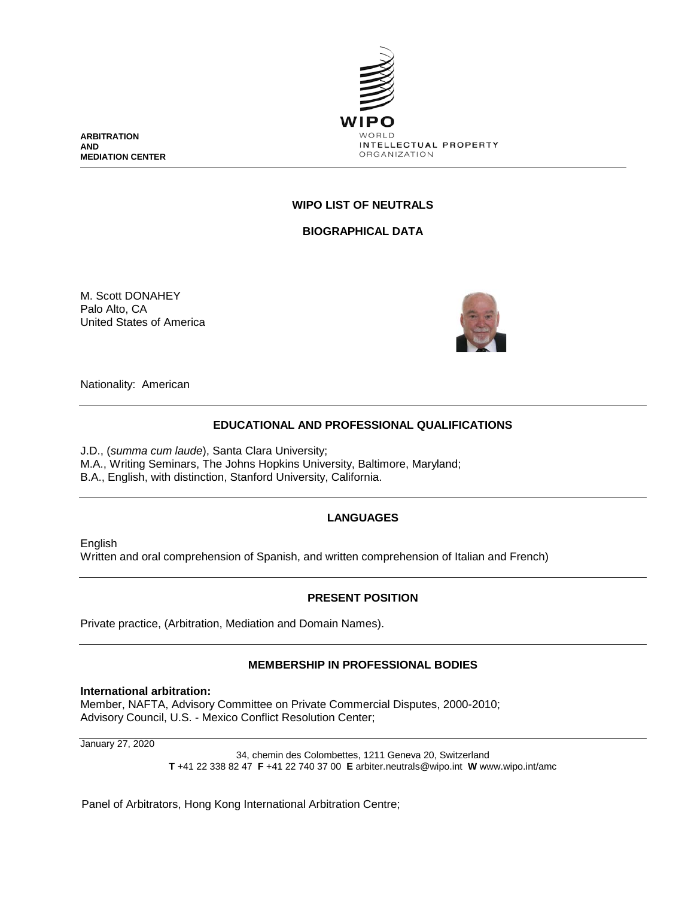ARBITRATION
AND
MEDIATION CENTER

WIPO
WORLD
INTELLECTUAL PROPERTY
ORGANIZATION

## WIPO LIST OF NEUTRALS

## BIOGRAPHICAL DATA

M. Scott DONAHEY
Palo Alto, CA
United States of America

Nationality: American

### EDUCATIONAL AND PROFESSIONAL QUALIFICATIONS

J.D., (*summa cum laude*), Santa Clara University;
M.A., Writing Seminars, The Johns Hopkins University, Baltimore, Maryland;
B.A., English, with distinction, Stanford University, California.

### LANGUAGES

English
Written and oral comprehension of Spanish, and written comprehension of Italian and French)

### PRESENT POSITION

Private practice, (Arbitration, Mediation and Domain Names).

### MEMBERSHIP IN PROFESSIONAL BODIES

**International arbitration:**
Member, NAFTA, Advisory Committee on Private Commercial Disputes, 2000-2010;
Advisory Council, U.S. - Mexico Conflict Resolution Center;

Panel of Arbitrators, Hong Kong International Arbitration Centre;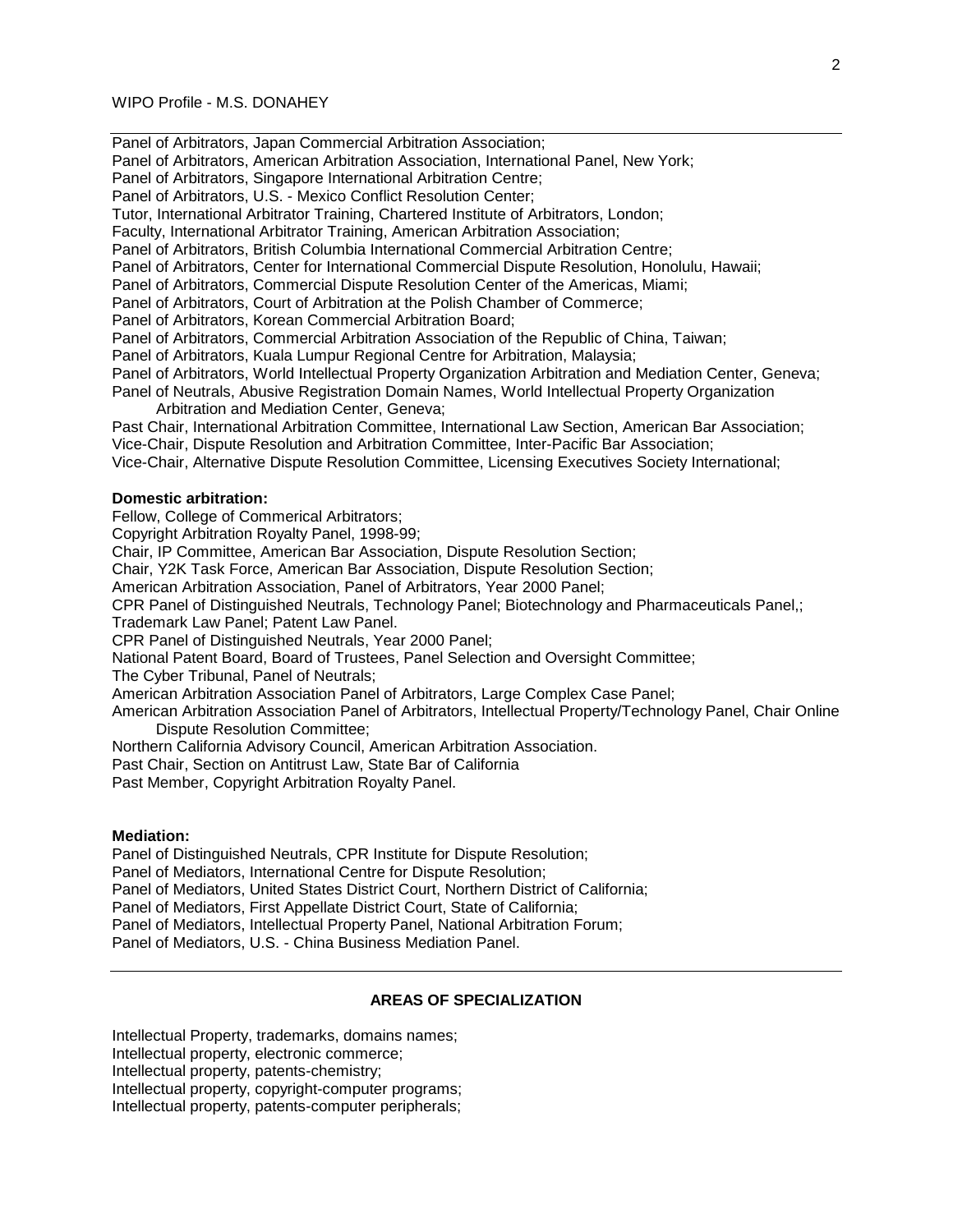Panel of Arbitrators, Japan Commercial Arbitration Association;
Panel of Arbitrators, American Arbitration Association, International Panel, New York;
Panel of Arbitrators, Singapore International Arbitration Centre;
Panel of Arbitrators, U.S. - Mexico Conflict Resolution Center;
Tutor, International Arbitrator Training, Chartered Institute of Arbitrators, London;
Faculty, International Arbitrator Training, American Arbitration Association;
Panel of Arbitrators, British Columbia International Commercial Arbitration Centre;
Panel of Arbitrators, Center for International Commercial Dispute Resolution, Honolulu, Hawaii;
Panel of Arbitrators, Commercial Dispute Resolution Center of the Americas, Miami;
Panel of Arbitrators, Court of Arbitration at the Polish Chamber of Commerce;
Panel of Arbitrators, Korean Commercial Arbitration Board;
Panel of Arbitrators, Commercial Arbitration Association of the Republic of China, Taiwan;
Panel of Arbitrators, Kuala Lumpur Regional Centre for Arbitration, Malaysia;
Panel of Arbitrators, World Intellectual Property Organization Arbitration and Mediation Center, Geneva;
Panel of Neutrals, Abusive Registration Domain Names, World Intellectual Property Organization Arbitration and Mediation Center, Geneva;
Past Chair, International Arbitration Committee, International Law Section, American Bar Association;
Vice-Chair, Dispute Resolution and Arbitration Committee, Inter-Pacific Bar Association;
Vice-Chair, Alternative Dispute Resolution Committee, Licensing Executives Society International;

**Domestic arbitration:**

Fellow, College of Commerical Arbitrators;
Copyright Arbitration Royalty Panel, 1998-99;
Chair, IP Committee, American Bar Association, Dispute Resolution Section;
Chair, Y2K Task Force, American Bar Association, Dispute Resolution Section;
American Arbitration Association, Panel of Arbitrators, Year 2000 Panel;
CPR Panel of Distinguished Neutrals, Technology Panel; Biotechnology and Pharmaceuticals Panel,; Trademark Law Panel; Patent Law Panel.
CPR Panel of Distinguished Neutrals, Year 2000 Panel;
National Patent Board, Board of Trustees, Panel Selection and Oversight Committee;
The Cyber Tribunal, Panel of Neutrals;
American Arbitration Association Panel of Arbitrators, Large Complex Case Panel;
American Arbitration Association Panel of Arbitrators, Intellectual Property/Technology Panel, Chair Online Dispute Resolution Committee;
Northern California Advisory Council, American Arbitration Association.
Past Chair, Section on Antitrust Law, State Bar of California
Past Member, Copyright Arbitration Royalty Panel.

**Mediation:**

Panel of Distinguished Neutrals, CPR Institute for Dispute Resolution;
Panel of Mediators, International Centre for Dispute Resolution;
Panel of Mediators, United States District Court, Northern District of California;
Panel of Mediators, First Appellate District Court, State of California;
Panel of Mediators, Intellectual Property Panel, National Arbitration Forum;
Panel of Mediators, U.S. - China Business Mediation Panel.

## AREAS OF SPECIALIZATION

Intellectual Property, trademarks, domains names;
Intellectual property, electronic commerce;
Intellectual property, patents-chemistry;
Intellectual property, copyright-computer programs;
Intellectual property, patents-computer peripherals;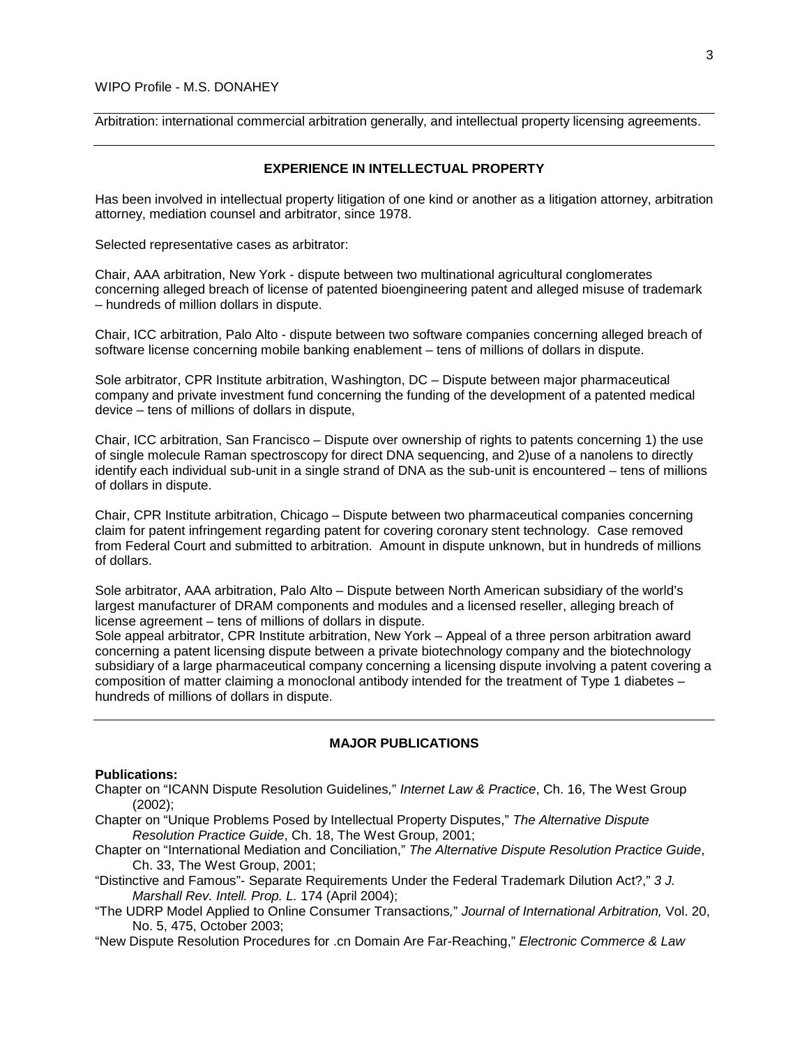Arbitration: international commercial arbitration generally, and intellectual property licensing agreements.

## EXPERIENCE IN INTELLECTUAL PROPERTY

Has been involved in intellectual property litigation of one kind or another as a litigation attorney, arbitration attorney, mediation counsel and arbitrator, since 1978.

Selected representative cases as arbitrator:

Chair, AAA arbitration, New York - dispute between two multinational agricultural conglomerates concerning alleged breach of license of patented bioengineering patent and alleged misuse of trademark – hundreds of million dollars in dispute.

Chair, ICC arbitration, Palo Alto - dispute between two software companies concerning alleged breach of software license concerning mobile banking enablement – tens of millions of dollars in dispute.

Sole arbitrator, CPR Institute arbitration, Washington, DC – Dispute between major pharmaceutical company and private investment fund concerning the funding of the development of a patented medical device – tens of millions of dollars in dispute,

Chair, ICC arbitration, San Francisco – Dispute over ownership of rights to patents concerning 1) the use of single molecule Raman spectroscopy for direct DNA sequencing, and 2)use of a nanolens to directly identify each individual sub-unit in a single strand of DNA as the sub-unit is encountered – tens of millions of dollars in dispute.

Chair, CPR Institute arbitration, Chicago – Dispute between two pharmaceutical companies concerning claim for patent infringement regarding patent for covering coronary stent technology. Case removed from Federal Court and submitted to arbitration. Amount in dispute unknown, but in hundreds of millions of dollars.

Sole arbitrator, AAA arbitration, Palo Alto – Dispute between North American subsidiary of the world's largest manufacturer of DRAM components and modules and a licensed reseller, alleging breach of license agreement – tens of millions of dollars in dispute.
Sole appeal arbitrator, CPR Institute arbitration, New York – Appeal of a three person arbitration award concerning a patent licensing dispute between a private biotechnology company and the biotechnology subsidiary of a large pharmaceutical company concerning a licensing dispute involving a patent covering a composition of matter claiming a monoclonal antibody intended for the treatment of Type 1 diabetes – hundreds of millions of dollars in dispute.

## MAJOR PUBLICATIONS

**Publications:**

Chapter on "ICANN Dispute Resolution Guidelines," *Internet Law & Practice*, Ch. 16, The West Group (2002);

Chapter on "Unique Problems Posed by Intellectual Property Disputes," *The Alternative Dispute Resolution Practice Guide*, Ch. 18, The West Group, 2001;

Chapter on "International Mediation and Conciliation," *The Alternative Dispute Resolution Practice Guide*, Ch. 33, The West Group, 2001;

"Distinctive and Famous"- Separate Requirements Under the Federal Trademark Dilution Act?," *3 J. Marshall Rev. Intell. Prop. L.* 174 (April 2004);

"The UDRP Model Applied to Online Consumer Transactions," *Journal of International Arbitration,* Vol. 20, No. 5, 475, October 2003;

"New Dispute Resolution Procedures for .cn Domain Are Far-Reaching," *Electronic Commerce & Law*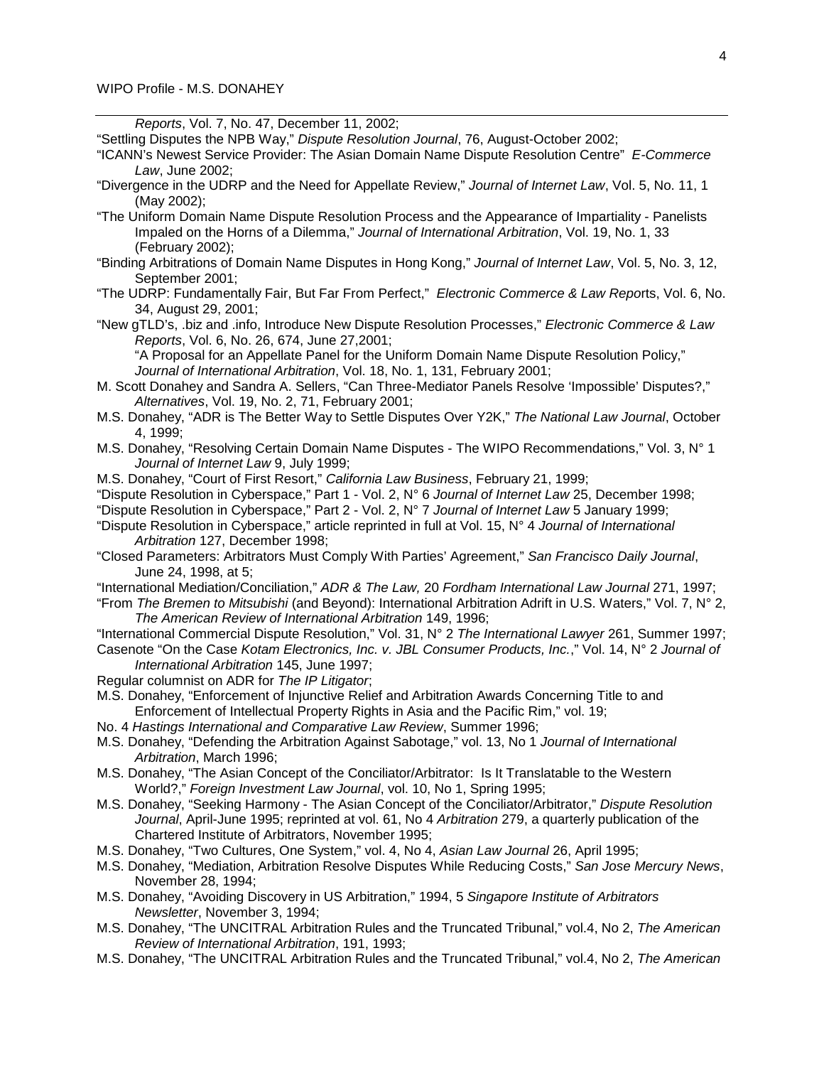*Reports*, Vol. 7, No. 47, December 11, 2002;

"Settling Disputes the NPB Way," *Dispute Resolution Journal*, 76, August-October 2002;

"ICANN's Newest Service Provider: The Asian Domain Name Dispute Resolution Centre" *E-Commerce Law*, June 2002;

"Divergence in the UDRP and the Need for Appellate Review," *Journal of Internet Law*, Vol. 5, No. 11, 1 (May 2002);

"The Uniform Domain Name Dispute Resolution Process and the Appearance of Impartiality - Panelists Impaled on the Horns of a Dilemma," *Journal of International Arbitration*, Vol. 19, No. 1, 33 (February 2002);

"Binding Arbitrations of Domain Name Disputes in Hong Kong," *Journal of Internet Law*, Vol. 5, No. 3, 12, September 2001;

"The UDRP: Fundamentally Fair, But Far From Perfect," *Electronic Commerce & Law Rep*orts, Vol. 6, No. 34, August 29, 2001;

"New gTLD's, .biz and .info, Introduce New Dispute Resolution Processes," *Electronic Commerce & Law Reports*, Vol. 6, No. 26, 674, June 27,2001;

"A Proposal for an Appellate Panel for the Uniform Domain Name Dispute Resolution Policy," *Journal of International Arbitration*, Vol. 18, No. 1, 131, February 2001;

M. Scott Donahey and Sandra A. Sellers, "Can Three-Mediator Panels Resolve 'Impossible' Disputes?," *Alternatives*, Vol. 19, No. 2, 71, February 2001;

M.S. Donahey, "ADR is The Better Way to Settle Disputes Over Y2K," *The National Law Journal*, October 4, 1999;

M.S. Donahey, "Resolving Certain Domain Name Disputes - The WIPO Recommendations," Vol. 3, N° 1 *Journal of Internet Law* 9, July 1999;

M.S. Donahey, "Court of First Resort," *California Law Business*, February 21, 1999;

"Dispute Resolution in Cyberspace," Part 1 - Vol. 2, N° 6 *Journal of Internet Law* 25, December 1998;

"Dispute Resolution in Cyberspace," Part 2 - Vol. 2, N° 7 *Journal of Internet Law* 5 January 1999;

"Dispute Resolution in Cyberspace," article reprinted in full at Vol. 15, N° 4 *Journal of International Arbitration* 127, December 1998;

"Closed Parameters: Arbitrators Must Comply With Parties' Agreement," *San Francisco Daily Journal*, June 24, 1998, at 5;

"International Mediation/Conciliation," *ADR & The Law,* 20 *Fordham International Law Journal* 271, 1997;

"From *The Bremen to Mitsubishi* (and Beyond): International Arbitration Adrift in U.S. Waters," Vol. 7, N° 2, *The American Review of International Arbitration* 149, 1996;

"International Commercial Dispute Resolution," Vol. 31, N° 2 *The International Lawyer* 261, Summer 1997;

Casenote "On the Case *Kotam Electronics, Inc. v. JBL Consumer Products, Inc.*," Vol. 14, N° 2 *Journal of International Arbitration* 145, June 1997;

Regular columnist on ADR for *The IP Litigator*;

M.S. Donahey, "Enforcement of Injunctive Relief and Arbitration Awards Concerning Title to and Enforcement of Intellectual Property Rights in Asia and the Pacific Rim," vol. 19;

No. 4 *Hastings International and Comparative Law Review*, Summer 1996;

M.S. Donahey, "Defending the Arbitration Against Sabotage," vol. 13, No 1 *Journal of International Arbitration*, March 1996;

M.S. Donahey, "The Asian Concept of the Conciliator/Arbitrator: Is It Translatable to the Western World?," *Foreign Investment Law Journal*, vol. 10, No 1, Spring 1995;

M.S. Donahey, "Seeking Harmony - The Asian Concept of the Conciliator/Arbitrator," *Dispute Resolution Journal*, April-June 1995; reprinted at vol. 61, No 4 *Arbitration* 279, a quarterly publication of the Chartered Institute of Arbitrators, November 1995;

M.S. Donahey, "Two Cultures, One System," vol. 4, No 4, *Asian Law Journal* 26, April 1995;

M.S. Donahey, "Mediation, Arbitration Resolve Disputes While Reducing Costs," *San Jose Mercury News*, November 28, 1994;

M.S. Donahey, "Avoiding Discovery in US Arbitration," 1994, 5 *Singapore Institute of Arbitrators Newsletter*, November 3, 1994;

M.S. Donahey, "The UNCITRAL Arbitration Rules and the Truncated Tribunal," vol.4, No 2, *The American Review of International Arbitration*, 191, 1993;

M.S. Donahey, "The UNCITRAL Arbitration Rules and the Truncated Tribunal," vol.4, No 2, *The American*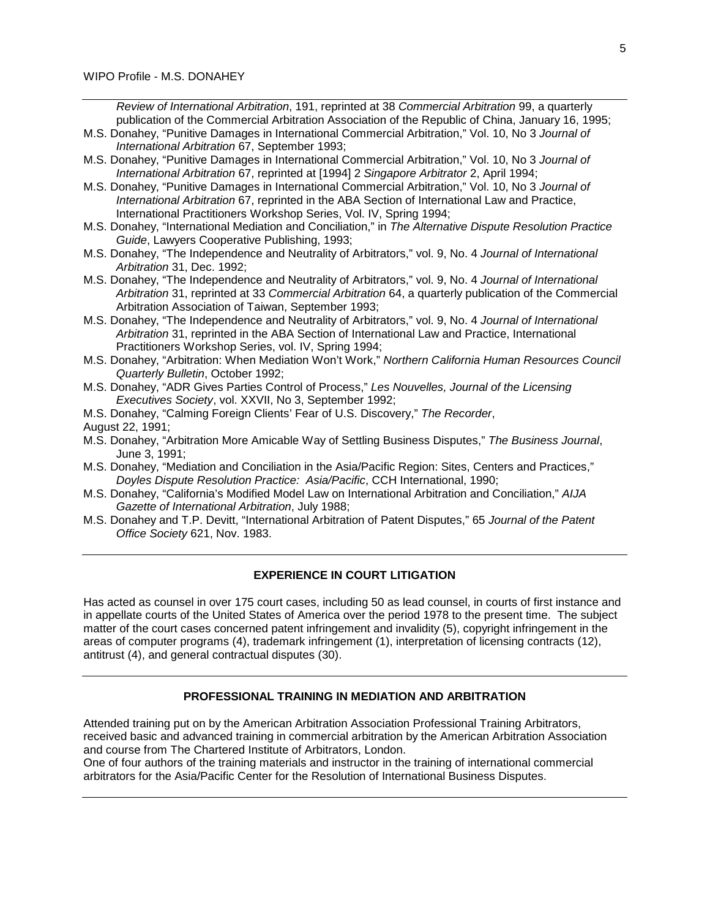*Review of International Arbitration*, 191, reprinted at 38 *Commercial Arbitration* 99, a quarterly publication of the Commercial Arbitration Association of the Republic of China, January 16, 1995;

M.S. Donahey, "Punitive Damages in International Commercial Arbitration," Vol. 10, No 3 *Journal of International Arbitration* 67, September 1993;

M.S. Donahey, "Punitive Damages in International Commercial Arbitration," Vol. 10, No 3 *Journal of International Arbitration* 67, reprinted at [1994] 2 *Singapore Arbitrator* 2, April 1994;

M.S. Donahey, "Punitive Damages in International Commercial Arbitration," Vol. 10, No 3 *Journal of International Arbitration* 67, reprinted in the ABA Section of International Law and Practice, International Practitioners Workshop Series, Vol. IV, Spring 1994;

M.S. Donahey, "International Mediation and Conciliation," in *The Alternative Dispute Resolution Practice Guide*, Lawyers Cooperative Publishing, 1993;

M.S. Donahey, "The Independence and Neutrality of Arbitrators," vol. 9, No. 4 *Journal of International Arbitration* 31, Dec. 1992;

M.S. Donahey, "The Independence and Neutrality of Arbitrators," vol. 9, No. 4 *Journal of International Arbitration* 31, reprinted at 33 *Commercial Arbitration* 64, a quarterly publication of the Commercial Arbitration Association of Taiwan, September 1993;

M.S. Donahey, "The Independence and Neutrality of Arbitrators," vol. 9, No. 4 *Journal of International Arbitration* 31, reprinted in the ABA Section of International Law and Practice, International Practitioners Workshop Series, vol. IV, Spring 1994;

M.S. Donahey, "Arbitration: When Mediation Won't Work," *Northern California Human Resources Council Quarterly Bulletin*, October 1992;

M.S. Donahey, "ADR Gives Parties Control of Process," *Les Nouvelles, Journal of the Licensing Executives Society*, vol. XXVII, No 3, September 1992;

M.S. Donahey, "Calming Foreign Clients' Fear of U.S. Discovery," *The Recorder*, August 22, 1991;

M.S. Donahey, "Arbitration More Amicable Way of Settling Business Disputes," *The Business Journal*, June 3, 1991;

M.S. Donahey, "Mediation and Conciliation in the Asia/Pacific Region: Sites, Centers and Practices," *Doyles Dispute Resolution Practice: Asia/Pacific*, CCH International, 1990;

M.S. Donahey, "California's Modified Model Law on International Arbitration and Conciliation," *AIJA Gazette of International Arbitration*, July 1988;

M.S. Donahey and T.P. Devitt, "International Arbitration of Patent Disputes," 65 *Journal of the Patent Office Society* 621, Nov. 1983.

## EXPERIENCE IN COURT LITIGATION

Has acted as counsel in over 175 court cases, including 50 as lead counsel, in courts of first instance and in appellate courts of the United States of America over the period 1978 to the present time. The subject matter of the court cases concerned patent infringement and invalidity (5), copyright infringement in the areas of computer programs (4), trademark infringement (1), interpretation of licensing contracts (12), antitrust (4), and general contractual disputes (30).

## PROFESSIONAL TRAINING IN MEDIATION AND ARBITRATION

Attended training put on by the American Arbitration Association Professional Training Arbitrators, received basic and advanced training in commercial arbitration by the American Arbitration Association and course from The Chartered Institute of Arbitrators, London.

One of four authors of the training materials and instructor in the training of international commercial arbitrators for the Asia/Pacific Center for the Resolution of International Business Disputes.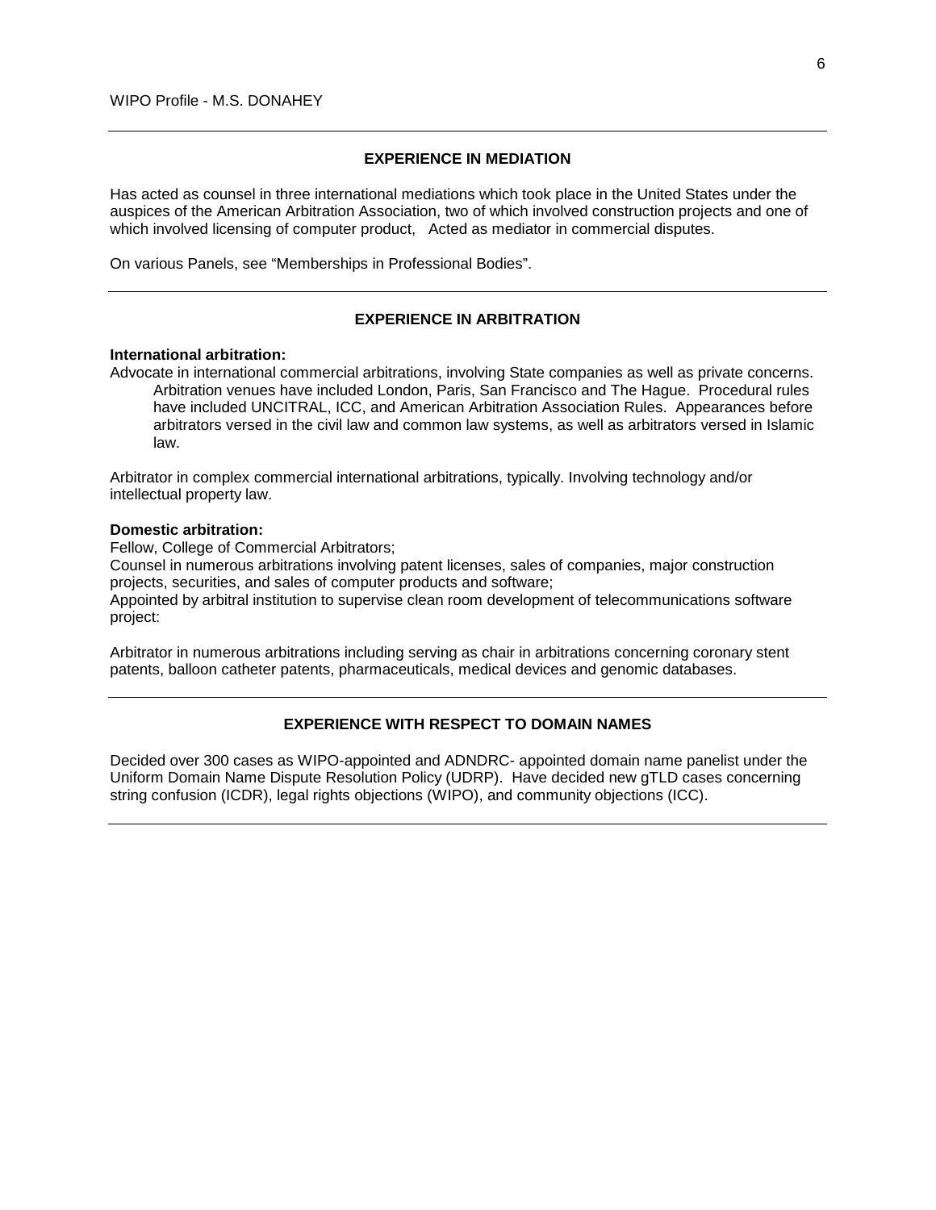## EXPERIENCE IN MEDIATION

Has acted as counsel in three international mediations which took place in the United States under the auspices of the American Arbitration Association, two of which involved construction projects and one of which involved licensing of computer product, Acted as mediator in commercial disputes.

On various Panels, see "Memberships in Professional Bodies".

## EXPERIENCE IN ARBITRATION

**International arbitration:**

Advocate in international commercial arbitrations, involving State companies as well as private concerns. Arbitration venues have included London, Paris, San Francisco and The Hague. Procedural rules have included UNCITRAL, ICC, and American Arbitration Association Rules. Appearances before arbitrators versed in the civil law and common law systems, as well as arbitrators versed in Islamic law.

Arbitrator in complex commercial international arbitrations, typically. Involving technology and/or intellectual property law.

**Domestic arbitration:**

Fellow, College of Commercial Arbitrators;
Counsel in numerous arbitrations involving patent licenses, sales of companies, major construction projects, securities, and sales of computer products and software;
Appointed by arbitral institution to supervise clean room development of telecommunications software project:

Arbitrator in numerous arbitrations including serving as chair in arbitrations concerning coronary stent patents, balloon catheter patents, pharmaceuticals, medical devices and genomic databases.

## EXPERIENCE WITH RESPECT TO DOMAIN NAMES

Decided over 300 cases as WIPO-appointed and ADNDRC- appointed domain name panelist under the Uniform Domain Name Dispute Resolution Policy (UDRP). Have decided new gTLD cases concerning string confusion (ICDR), legal rights objections (WIPO), and community objections (ICC).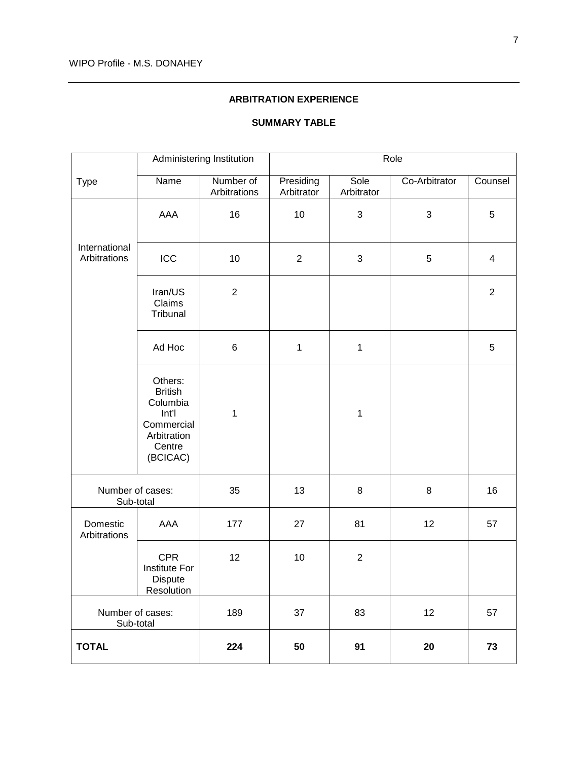## ARBITRATION EXPERIENCE

### SUMMARY TABLE

| Type | Administering Institution | | Role | | | |
|---|---|---|---|---|---|---|
| | Name | Number of Arbitrations | Presiding Arbitrator | Sole Arbitrator | Co-Arbitrator | Counsel |
| International Arbitrations | AAA | 16 | 10 | 3 | 3 | 5 |
| | ICC | 10 | 2 | 3 | 5 | 4 |
| | Iran/US Claims Tribunal | 2 | | | | 2 |
| | Ad Hoc | 6 | 1 | 1 | | 5 |
| | Others: British Columbia Int'l Commercial Arbitration Centre (BCICAC) | 1 | | 1 | | |
| Number of cases: Sub-total | | 35 | 13 | 8 | 8 | 16 |
| Domestic Arbitrations | AAA | 177 | 27 | 81 | 12 | 57 |
| | CPR Institute For Dispute Resolution | 12 | 10 | 2 | | |
| Number of cases: Sub-total | | 189 | 37 | 83 | 12 | 57 |
| **TOTAL** | | **224** | **50** | **91** | **20** | **73** |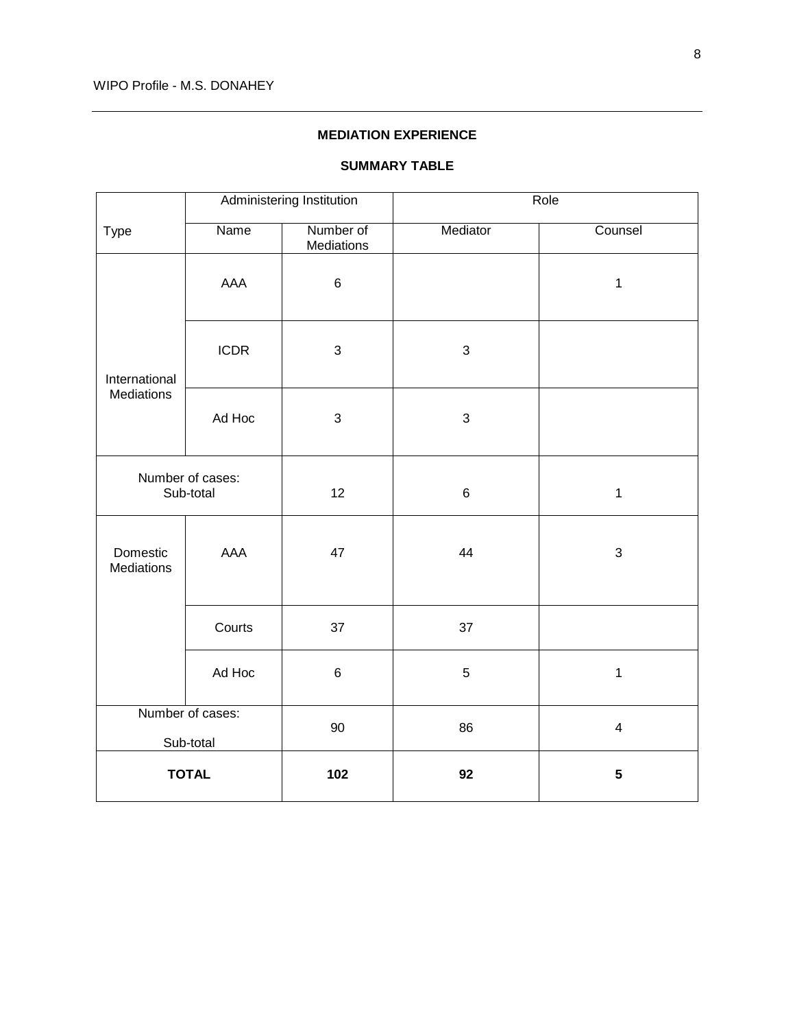## MEDIATION EXPERIENCE

### SUMMARY TABLE

| Type | Administering Institution | | Role | |
|---|---|---|---|---|
| | Name | Number of Mediations | Mediator | Counsel |
| International Mediations | AAA | 6 | | 1 |
| | ICDR | 3 | 3 | |
| | Ad Hoc | 3 | 3 | |
| Number of cases: Sub-total | | 12 | 6 | 1 |
| Domestic Mediations | AAA | 47 | 44 | 3 |
| | Courts | 37 | 37 | |
| | Ad Hoc | 6 | 5 | 1 |
| Number of cases: Sub-total | | 90 | 86 | 4 |
| **TOTAL** | | **102** | **92** | **5** |